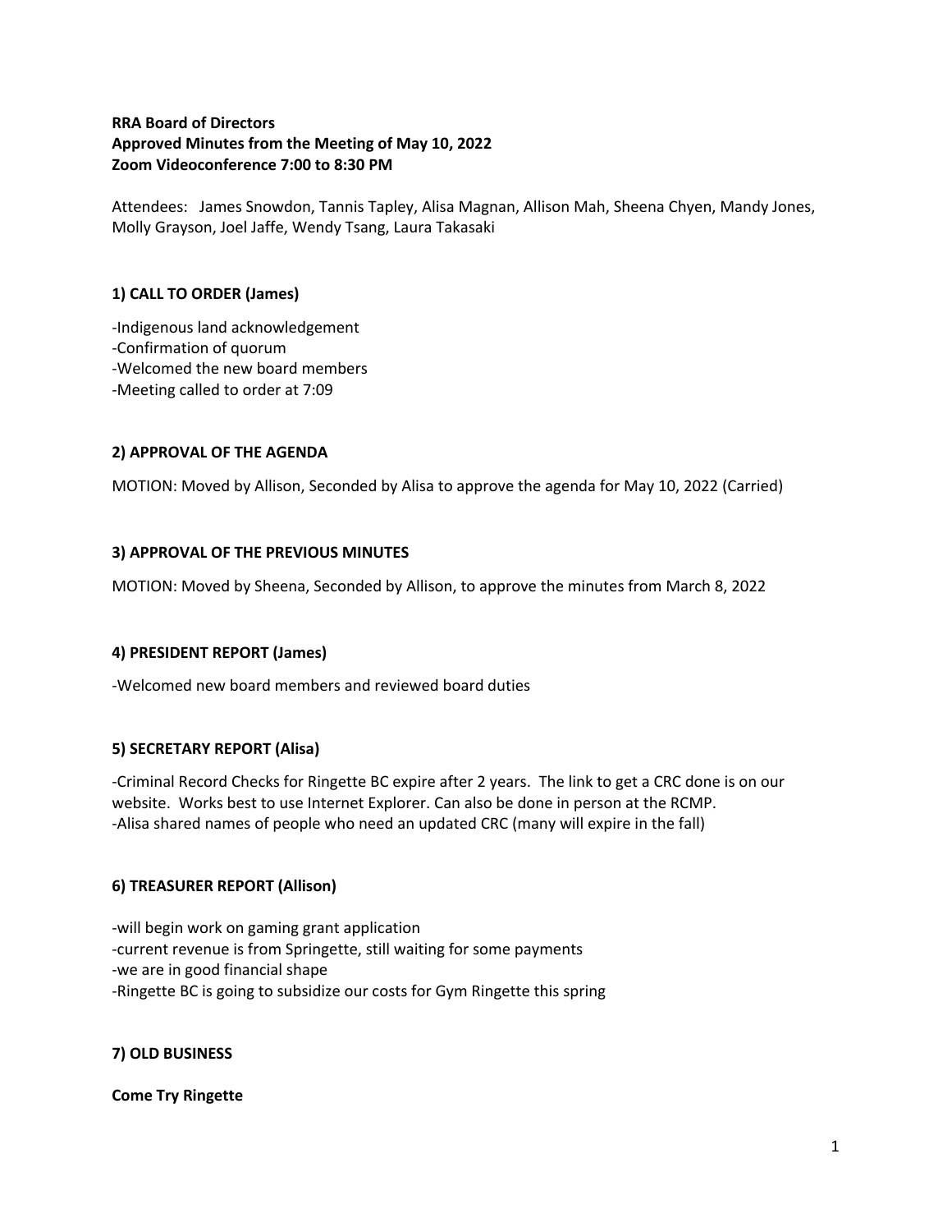**RRA Board of Directors**
**Approved Minutes from the Meeting of May 10, 2022**
**Zoom Videoconference 7:00 to 8:30 PM**

Attendees: James Snowdon, Tannis Tapley, Alisa Magnan, Allison Mah, Sheena Chyen, Mandy Jones, Molly Grayson, Joel Jaffe, Wendy Tsang, Laura Takasaki

## 1) CALL TO ORDER (James)

-Indigenous land acknowledgement
-Confirmation of quorum
-Welcomed the new board members
-Meeting called to order at 7:09

## 2) APPROVAL OF THE AGENDA

MOTION: Moved by Allison, Seconded by Alisa to approve the agenda for May 10, 2022 (Carried)

## 3) APPROVAL OF THE PREVIOUS MINUTES

MOTION: Moved by Sheena, Seconded by Allison, to approve the minutes from March 8, 2022

## 4) PRESIDENT REPORT (James)

-Welcomed new board members and reviewed board duties

## 5) SECRETARY REPORT (Alisa)

-Criminal Record Checks for Ringette BC expire after 2 years. The link to get a CRC done is on our website. Works best to use Internet Explorer. Can also be done in person at the RCMP.
-Alisa shared names of people who need an updated CRC (many will expire in the fall)

## 6) TREASURER REPORT (Allison)

-will begin work on gaming grant application
-current revenue is from Springette, still waiting for some payments
-we are in good financial shape
-Ringette BC is going to subsidize our costs for Gym Ringette this spring

## 7) OLD BUSINESS

**Come Try Ringette**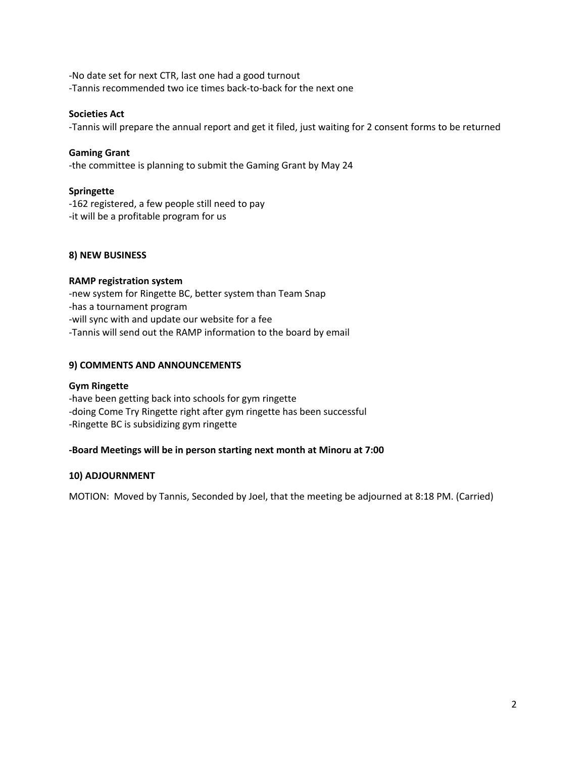-No date set for next CTR, last one had a good turnout
-Tannis recommended two ice times back-to-back for the next one

**Societies Act**
-Tannis will prepare the annual report and get it filed, just waiting for 2 consent forms to be returned

**Gaming Grant**
-the committee is planning to submit the Gaming Grant by May 24

**Springette**
-162 registered, a few people still need to pay
-it will be a profitable program for us

**8) NEW BUSINESS**

**RAMP registration system**
-new system for Ringette BC, better system than Team Snap
-has a tournament program
-will sync with and update our website for a fee
-Tannis will send out the RAMP information to the board by email

**9) COMMENTS AND ANNOUNCEMENTS**

**Gym Ringette**
-have been getting back into schools for gym ringette
-doing Come Try Ringette right after gym ringette has been successful
-Ringette BC is subsidizing gym ringette

**-Board Meetings will be in person starting next month at Minoru at 7:00**

**10) ADJOURNMENT**

MOTION: Moved by Tannis, Seconded by Joel, that the meeting be adjourned at 8:18 PM. (Carried)